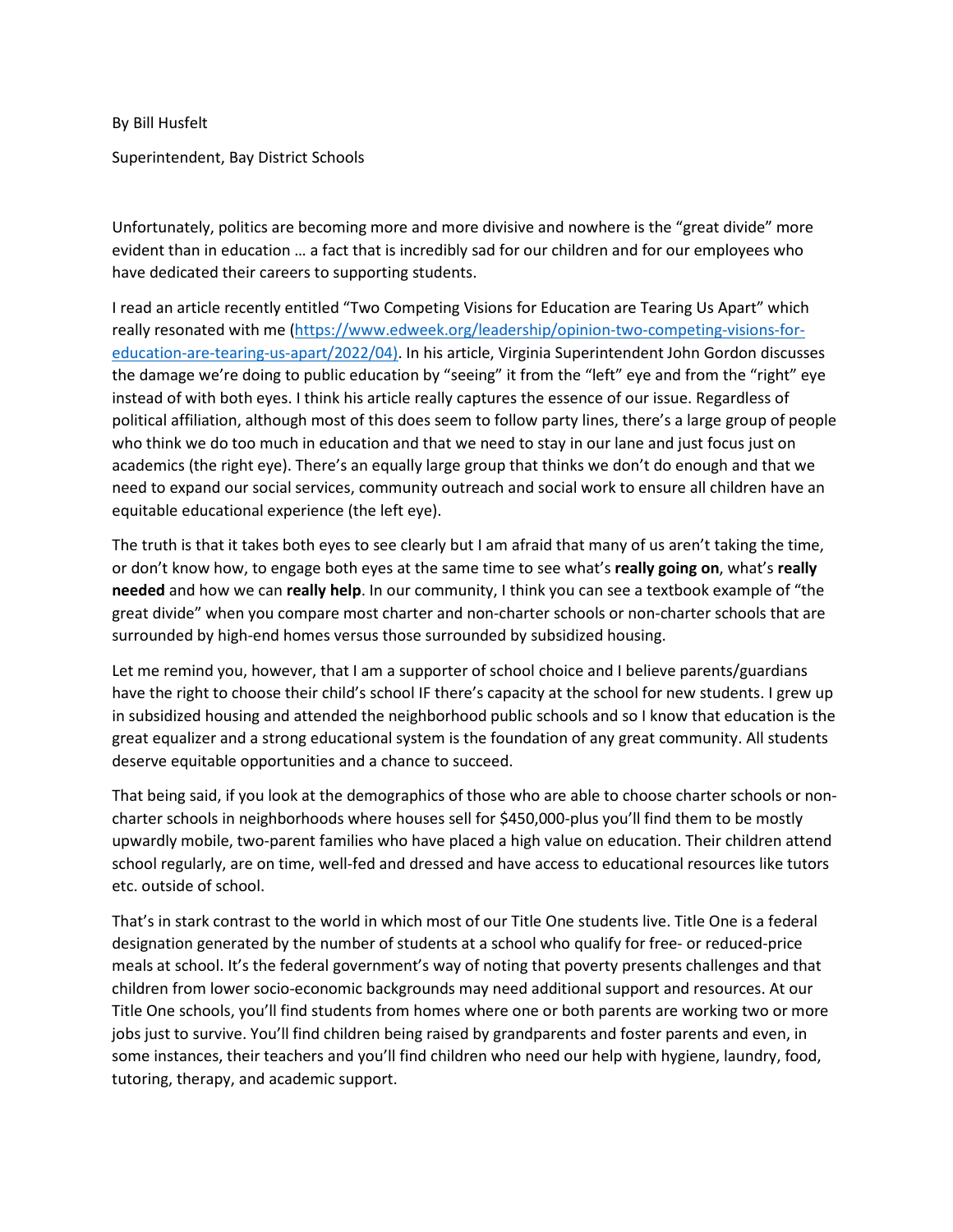By Bill Husfelt

Superintendent, Bay District Schools

Unfortunately, politics are becoming more and more divisive and nowhere is the "great divide" more evident than in education … a fact that is incredibly sad for our children and for our employees who have dedicated their careers to supporting students.

I read an article recently entitled "Two Competing Visions for Education are Tearing Us Apart" which really resonated with me (https://www.edweek.org/leadership/opinion-two-competing-visions-for-education-are-tearing-us-apart/2022/04). In his article, Virginia Superintendent John Gordon discusses the damage we're doing to public education by "seeing" it from the "left" eye and from the "right" eye instead of with both eyes. I think his article really captures the essence of our issue. Regardless of political affiliation, although most of this does seem to follow party lines, there's a large group of people who think we do too much in education and that we need to stay in our lane and just focus just on academics (the right eye). There's an equally large group that thinks we don't do enough and that we need to expand our social services, community outreach and social work to ensure all children have an equitable educational experience (the left eye).

The truth is that it takes both eyes to see clearly but I am afraid that many of us aren't taking the time, or don't know how, to engage both eyes at the same time to see what's **really going on**, what's **really needed** and how we can **really help**. In our community, I think you can see a textbook example of "the great divide" when you compare most charter and non-charter schools or non-charter schools that are surrounded by high-end homes versus those surrounded by subsidized housing.

Let me remind you, however, that I am a supporter of school choice and I believe parents/guardians have the right to choose their child's school IF there's capacity at the school for new students. I grew up in subsidized housing and attended the neighborhood public schools and so I know that education is the great equalizer and a strong educational system is the foundation of any great community. All students deserve equitable opportunities and a chance to succeed.

That being said, if you look at the demographics of those who are able to choose charter schools or non-charter schools in neighborhoods where houses sell for $450,000-plus you'll find them to be mostly upwardly mobile, two-parent families who have placed a high value on education. Their children attend school regularly, are on time, well-fed and dressed and have access to educational resources like tutors etc. outside of school.

That's in stark contrast to the world in which most of our Title One students live. Title One is a federal designation generated by the number of students at a school who qualify for free- or reduced-price meals at school. It's the federal government's way of noting that poverty presents challenges and that children from lower socio-economic backgrounds may need additional support and resources. At our Title One schools, you'll find students from homes where one or both parents are working two or more jobs just to survive. You'll find children being raised by grandparents and foster parents and even, in some instances, their teachers and you'll find children who need our help with hygiene, laundry, food, tutoring, therapy, and academic support.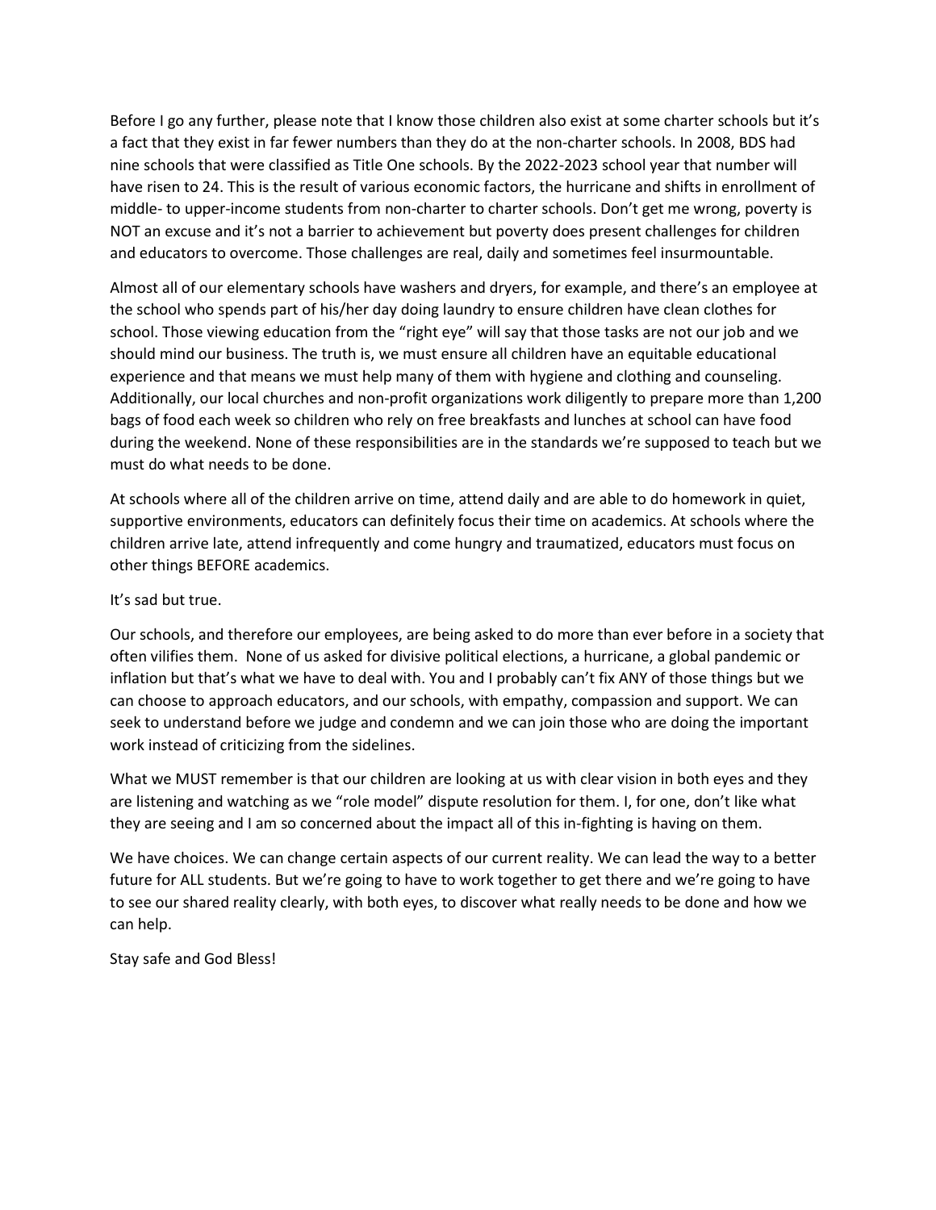Before I go any further, please note that I know those children also exist at some charter schools but it's a fact that they exist in far fewer numbers than they do at the non-charter schools. In 2008, BDS had nine schools that were classified as Title One schools. By the 2022-2023 school year that number will have risen to 24. This is the result of various economic factors, the hurricane and shifts in enrollment of middle- to upper-income students from non-charter to charter schools. Don't get me wrong, poverty is NOT an excuse and it's not a barrier to achievement but poverty does present challenges for children and educators to overcome. Those challenges are real, daily and sometimes feel insurmountable.

Almost all of our elementary schools have washers and dryers, for example, and there's an employee at the school who spends part of his/her day doing laundry to ensure children have clean clothes for school. Those viewing education from the "right eye" will say that those tasks are not our job and we should mind our business. The truth is, we must ensure all children have an equitable educational experience and that means we must help many of them with hygiene and clothing and counseling. Additionally, our local churches and non-profit organizations work diligently to prepare more than 1,200 bags of food each week so children who rely on free breakfasts and lunches at school can have food during the weekend. None of these responsibilities are in the standards we're supposed to teach but we must do what needs to be done.

At schools where all of the children arrive on time, attend daily and are able to do homework in quiet, supportive environments, educators can definitely focus their time on academics. At schools where the children arrive late, attend infrequently and come hungry and traumatized, educators must focus on other things BEFORE academics.

It's sad but true.

Our schools, and therefore our employees, are being asked to do more than ever before in a society that often vilifies them. None of us asked for divisive political elections, a hurricane, a global pandemic or inflation but that's what we have to deal with. You and I probably can't fix ANY of those things but we can choose to approach educators, and our schools, with empathy, compassion and support. We can seek to understand before we judge and condemn and we can join those who are doing the important work instead of criticizing from the sidelines.

What we MUST remember is that our children are looking at us with clear vision in both eyes and they are listening and watching as we "role model" dispute resolution for them. I, for one, don't like what they are seeing and I am so concerned about the impact all of this in-fighting is having on them.

We have choices. We can change certain aspects of our current reality. We can lead the way to a better future for ALL students. But we're going to have to work together to get there and we're going to have to see our shared reality clearly, with both eyes, to discover what really needs to be done and how we can help.

Stay safe and God Bless!